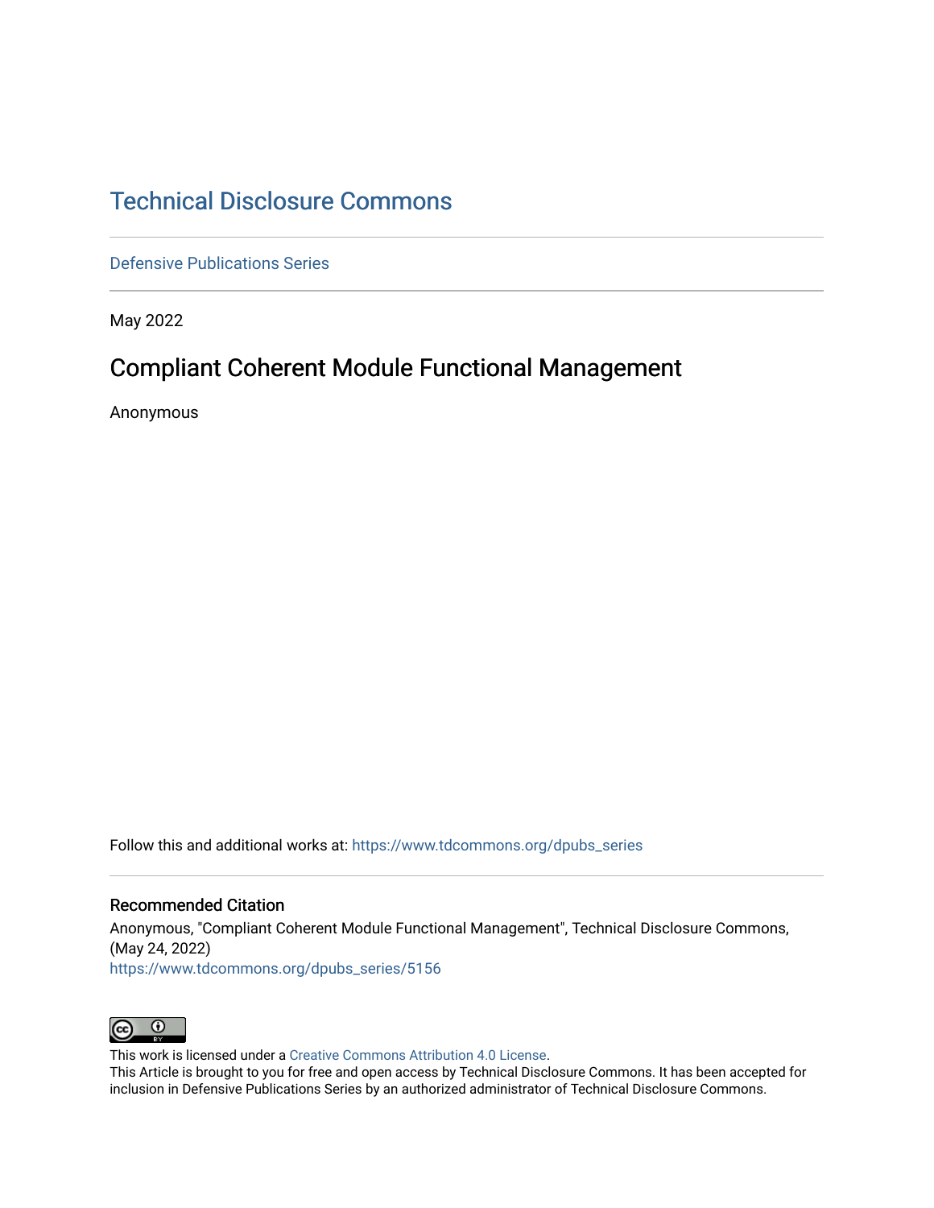# Technical Disclosure Commons

Defensive Publications Series

May 2022

## Compliant Coherent Module Functional Management

Anonymous

Follow this and additional works at: https://www.tdcommons.org/dpubs_series

### Recommended Citation

Anonymous, "Compliant Coherent Module Functional Management", Technical Disclosure Commons, (May 24, 2022)
https://www.tdcommons.org/dpubs_series/5156

This work is licensed under a Creative Commons Attribution 4.0 License.
This Article is brought to you for free and open access by Technical Disclosure Commons. It has been accepted for inclusion in Defensive Publications Series by an authorized administrator of Technical Disclosure Commons.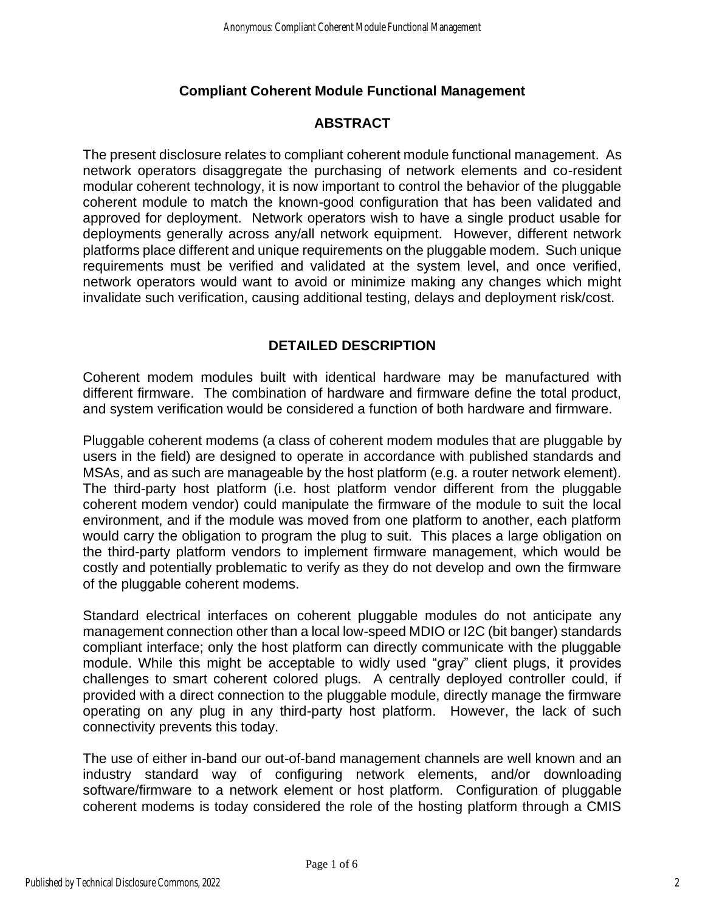# Compliant Coherent Module Functional Management

## ABSTRACT

The present disclosure relates to compliant coherent module functional management. As network operators disaggregate the purchasing of network elements and co-resident modular coherent technology, it is now important to control the behavior of the pluggable coherent module to match the known-good configuration that has been validated and approved for deployment. Network operators wish to have a single product usable for deployments generally across any/all network equipment. However, different network platforms place different and unique requirements on the pluggable modem. Such unique requirements must be verified and validated at the system level, and once verified, network operators would want to avoid or minimize making any changes which might invalidate such verification, causing additional testing, delays and deployment risk/cost.

## DETAILED DESCRIPTION

Coherent modem modules built with identical hardware may be manufactured with different firmware. The combination of hardware and firmware define the total product, and system verification would be considered a function of both hardware and firmware.

Pluggable coherent modems (a class of coherent modem modules that are pluggable by users in the field) are designed to operate in accordance with published standards and MSAs, and as such are manageable by the host platform (e.g. a router network element). The third-party host platform (i.e. host platform vendor different from the pluggable coherent modem vendor) could manipulate the firmware of the module to suit the local environment, and if the module was moved from one platform to another, each platform would carry the obligation to program the plug to suit. This places a large obligation on the third-party platform vendors to implement firmware management, which would be costly and potentially problematic to verify as they do not develop and own the firmware of the pluggable coherent modems.

Standard electrical interfaces on coherent pluggable modules do not anticipate any management connection other than a local low-speed MDIO or I2C (bit banger) standards compliant interface; only the host platform can directly communicate with the pluggable module. While this might be acceptable to widly used "gray" client plugs, it provides challenges to smart coherent colored plugs. A centrally deployed controller could, if provided with a direct connection to the pluggable module, directly manage the firmware operating on any plug in any third-party host platform. However, the lack of such connectivity prevents this today.

The use of either in-band our out-of-band management channels are well known and an industry standard way of configuring network elements, and/or downloading software/firmware to a network element or host platform. Configuration of pluggable coherent modems is today considered the role of the hosting platform through a CMIS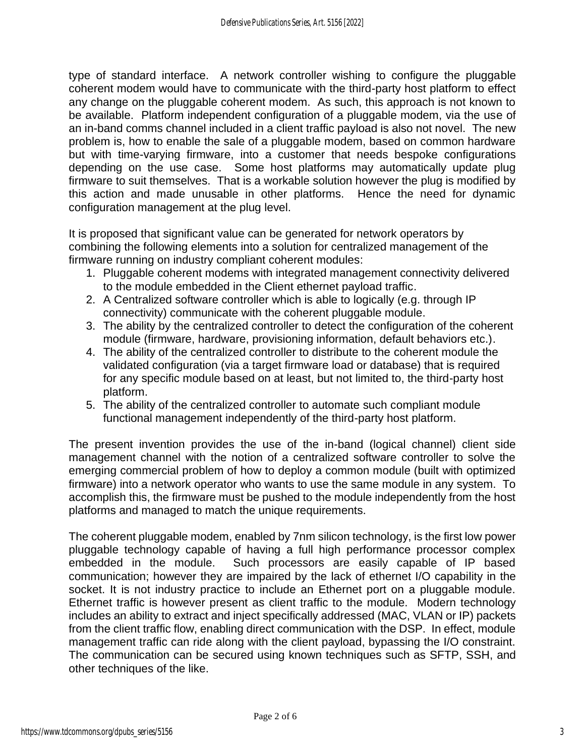type of standard interface. A network controller wishing to configure the pluggable coherent modem would have to communicate with the third-party host platform to effect any change on the pluggable coherent modem. As such, this approach is not known to be available. Platform independent configuration of a pluggable modem, via the use of an in-band comms channel included in a client traffic payload is also not novel. The new problem is, how to enable the sale of a pluggable modem, based on common hardware but with time-varying firmware, into a customer that needs bespoke configurations depending on the use case. Some host platforms may automatically update plug firmware to suit themselves. That is a workable solution however the plug is modified by this action and made unusable in other platforms. Hence the need for dynamic configuration management at the plug level.

It is proposed that significant value can be generated for network operators by combining the following elements into a solution for centralized management of the firmware running on industry compliant coherent modules:

1. Pluggable coherent modems with integrated management connectivity delivered to the module embedded in the Client ethernet payload traffic.
2. A Centralized software controller which is able to logically (e.g. through IP connectivity) communicate with the coherent pluggable module.
3. The ability by the centralized controller to detect the configuration of the coherent module (firmware, hardware, provisioning information, default behaviors etc.).
4. The ability of the centralized controller to distribute to the coherent module the validated configuration (via a target firmware load or database) that is required for any specific module based on at least, but not limited to, the third-party host platform.
5. The ability of the centralized controller to automate such compliant module functional management independently of the third-party host platform.

The present invention provides the use of the in-band (logical channel) client side management channel with the notion of a centralized software controller to solve the emerging commercial problem of how to deploy a common module (built with optimized firmware) into a network operator who wants to use the same module in any system. To accomplish this, the firmware must be pushed to the module independently from the host platforms and managed to match the unique requirements.

The coherent pluggable modem, enabled by 7nm silicon technology, is the first low power pluggable technology capable of having a full high performance processor complex embedded in the module. Such processors are easily capable of IP based communication; however they are impaired by the lack of ethernet I/O capability in the socket. It is not industry practice to include an Ethernet port on a pluggable module. Ethernet traffic is however present as client traffic to the module. Modern technology includes an ability to extract and inject specifically addressed (MAC, VLAN or IP) packets from the client traffic flow, enabling direct communication with the DSP. In effect, module management traffic can ride along with the client payload, bypassing the I/O constraint. The communication can be secured using known techniques such as SFTP, SSH, and other techniques of the like.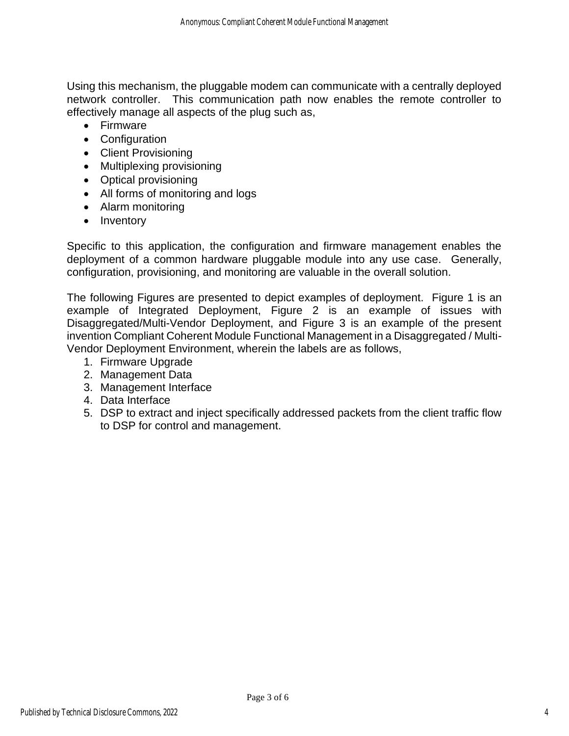Using this mechanism, the pluggable modem can communicate with a centrally deployed network controller. This communication path now enables the remote controller to effectively manage all aspects of the plug such as,

- Firmware
- Configuration
- Client Provisioning
- Multiplexing provisioning
- Optical provisioning
- All forms of monitoring and logs
- Alarm monitoring
- Inventory

Specific to this application, the configuration and firmware management enables the deployment of a common hardware pluggable module into any use case. Generally, configuration, provisioning, and monitoring are valuable in the overall solution.

The following Figures are presented to depict examples of deployment. Figure 1 is an example of Integrated Deployment, Figure 2 is an example of issues with Disaggregated/Multi-Vendor Deployment, and Figure 3 is an example of the present invention Compliant Coherent Module Functional Management in a Disaggregated / Multi-Vendor Deployment Environment, wherein the labels are as follows,

1. Firmware Upgrade
2. Management Data
3. Management Interface
4. Data Interface
5. DSP to extract and inject specifically addressed packets from the client traffic flow to DSP for control and management.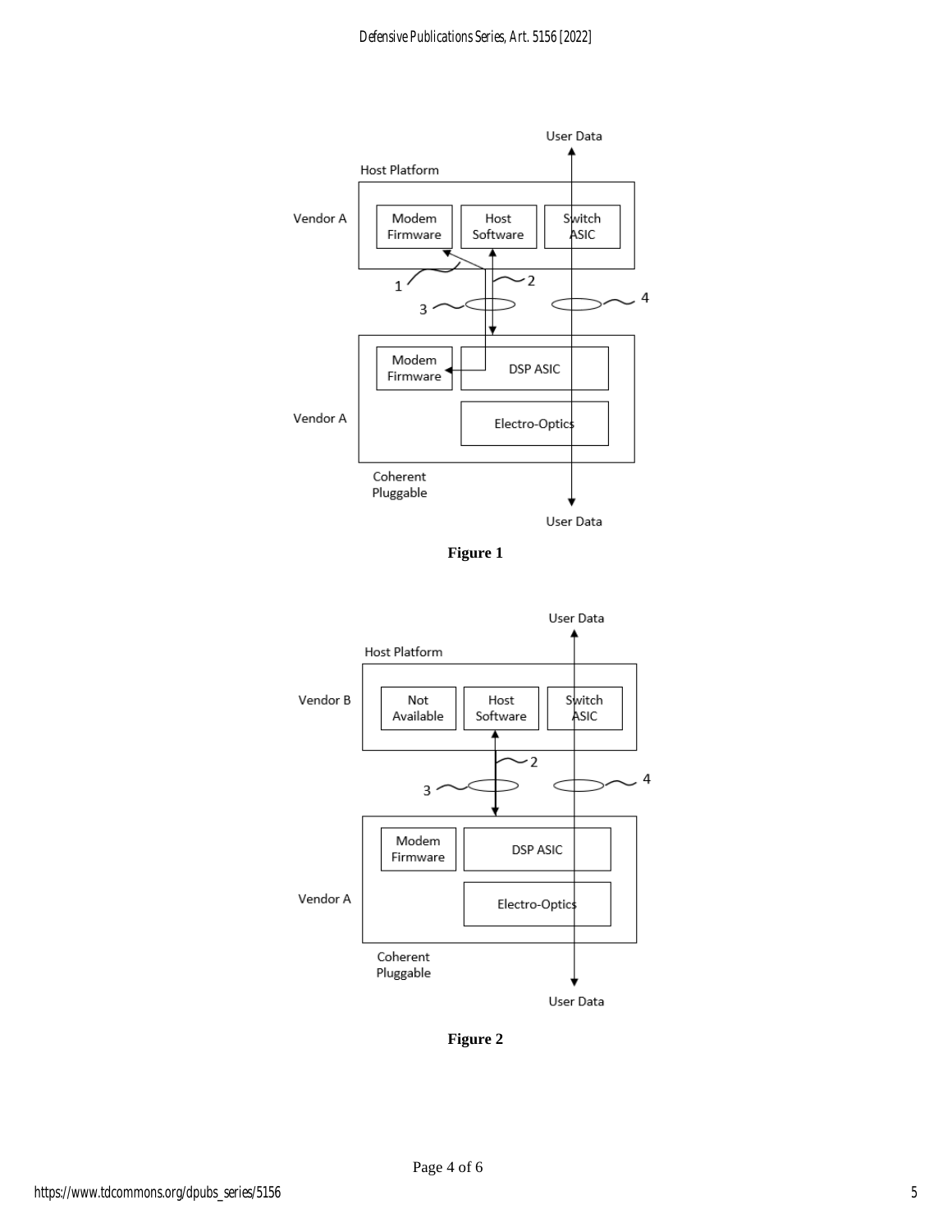**Figure 1**

**Figure 2**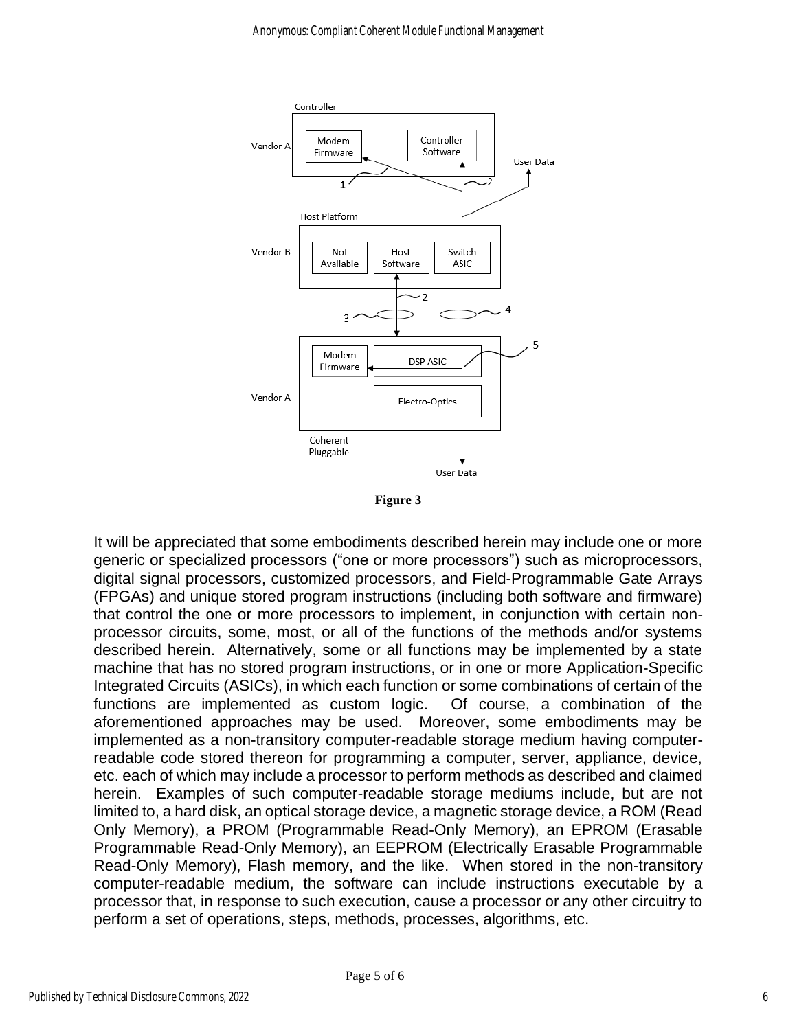Figure 3

It will be appreciated that some embodiments described herein may include one or more generic or specialized processors ("one or more processors") such as microprocessors, digital signal processors, customized processors, and Field-Programmable Gate Arrays (FPGAs) and unique stored program instructions (including both software and firmware) that control the one or more processors to implement, in conjunction with certain non-processor circuits, some, most, or all of the functions of the methods and/or systems described herein. Alternatively, some or all functions may be implemented by a state machine that has no stored program instructions, or in one or more Application-Specific Integrated Circuits (ASICs), in which each function or some combinations of certain of the functions are implemented as custom logic. Of course, a combination of the aforementioned approaches may be used. Moreover, some embodiments may be implemented as a non-transitory computer-readable storage medium having computer-readable code stored thereon for programming a computer, server, appliance, device, etc. each of which may include a processor to perform methods as described and claimed herein. Examples of such computer-readable storage mediums include, but are not limited to, a hard disk, an optical storage device, a magnetic storage device, a ROM (Read Only Memory), a PROM (Programmable Read-Only Memory), an EPROM (Erasable Programmable Read-Only Memory), an EEPROM (Electrically Erasable Programmable Read-Only Memory), Flash memory, and the like. When stored in the non-transitory computer-readable medium, the software can include instructions executable by a processor that, in response to such execution, cause a processor or any other circuitry to perform a set of operations, steps, methods, processes, algorithms, etc.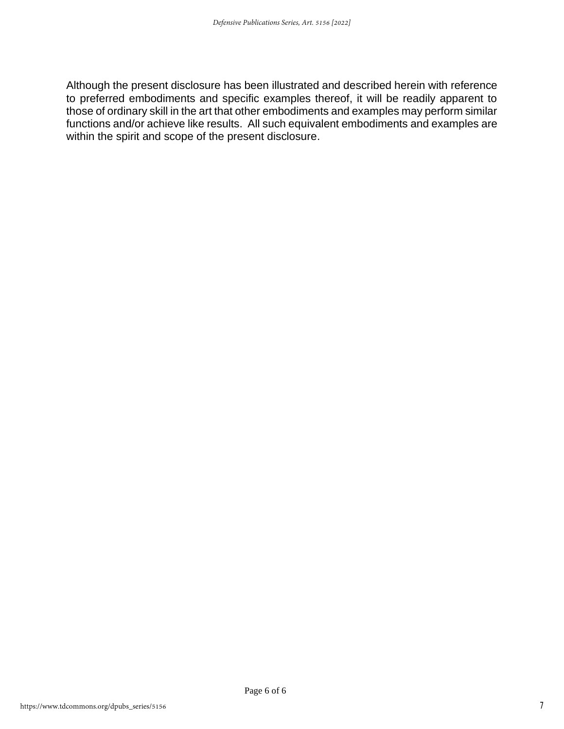Although the present disclosure has been illustrated and described herein with reference to preferred embodiments and specific examples thereof, it will be readily apparent to those of ordinary skill in the art that other embodiments and examples may perform similar functions and/or achieve like results. All such equivalent embodiments and examples are within the spirit and scope of the present disclosure.